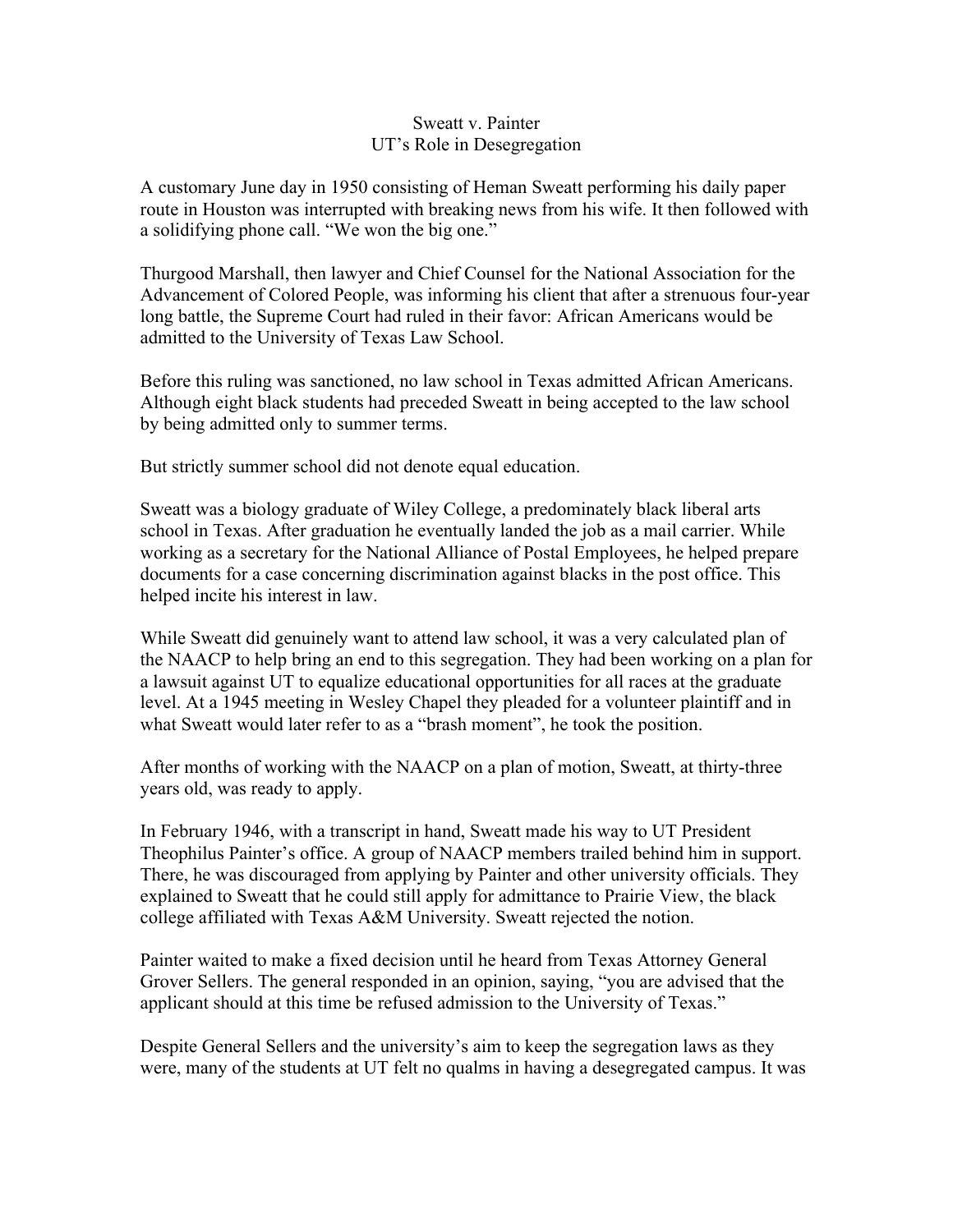# Sweatt v. Painter
## UT's Role in Desegregation

A customary June day in 1950 consisting of Heman Sweatt performing his daily paper route in Houston was interrupted with breaking news from his wife. It then followed with a solidifying phone call. "We won the big one."

Thurgood Marshall, then lawyer and Chief Counsel for the National Association for the Advancement of Colored People, was informing his client that after a strenuous four-year long battle, the Supreme Court had ruled in their favor: African Americans would be admitted to the University of Texas Law School.

Before this ruling was sanctioned, no law school in Texas admitted African Americans. Although eight black students had preceded Sweatt in being accepted to the law school by being admitted only to summer terms.

But strictly summer school did not denote equal education.

Sweatt was a biology graduate of Wiley College, a predominately black liberal arts school in Texas. After graduation he eventually landed the job as a mail carrier. While working as a secretary for the National Alliance of Postal Employees, he helped prepare documents for a case concerning discrimination against blacks in the post office. This helped incite his interest in law.

While Sweatt did genuinely want to attend law school, it was a very calculated plan of the NAACP to help bring an end to this segregation. They had been working on a plan for a lawsuit against UT to equalize educational opportunities for all races at the graduate level. At a 1945 meeting in Wesley Chapel they pleaded for a volunteer plaintiff and in what Sweatt would later refer to as a "brash moment", he took the position.

After months of working with the NAACP on a plan of motion, Sweatt, at thirty-three years old, was ready to apply.

In February 1946, with a transcript in hand, Sweatt made his way to UT President Theophilus Painter's office. A group of NAACP members trailed behind him in support. There, he was discouraged from applying by Painter and other university officials. They explained to Sweatt that he could still apply for admittance to Prairie View, the black college affiliated with Texas A&M University. Sweatt rejected the notion.

Painter waited to make a fixed decision until he heard from Texas Attorney General Grover Sellers. The general responded in an opinion, saying, "you are advised that the applicant should at this time be refused admission to the University of Texas."

Despite General Sellers and the university's aim to keep the segregation laws as they were, many of the students at UT felt no qualms in having a desegregated campus. It was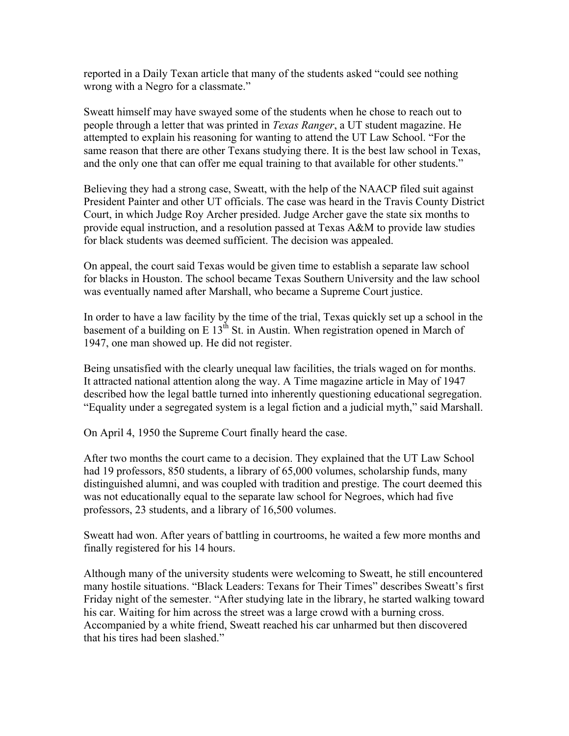reported in a Daily Texan article that many of the students asked "could see nothing wrong with a Negro for a classmate."

Sweatt himself may have swayed some of the students when he chose to reach out to people through a letter that was printed in *Texas Ranger*, a UT student magazine. He attempted to explain his reasoning for wanting to attend the UT Law School. "For the same reason that there are other Texans studying there. It is the best law school in Texas, and the only one that can offer me equal training to that available for other students."

Believing they had a strong case, Sweatt, with the help of the NAACP filed suit against President Painter and other UT officials. The case was heard in the Travis County District Court, in which Judge Roy Archer presided. Judge Archer gave the state six months to provide equal instruction, and a resolution passed at Texas A&M to provide law studies for black students was deemed sufficient. The decision was appealed.

On appeal, the court said Texas would be given time to establish a separate law school for blacks in Houston. The school became Texas Southern University and the law school was eventually named after Marshall, who became a Supreme Court justice.

In order to have a law facility by the time of the trial, Texas quickly set up a school in the basement of a building on E 13th St. in Austin. When registration opened in March of 1947, one man showed up. He did not register.

Being unsatisfied with the clearly unequal law facilities, the trials waged on for months. It attracted national attention along the way. A Time magazine article in May of 1947 described how the legal battle turned into inherently questioning educational segregation. "Equality under a segregated system is a legal fiction and a judicial myth," said Marshall.

On April 4, 1950 the Supreme Court finally heard the case.

After two months the court came to a decision. They explained that the UT Law School had 19 professors, 850 students, a library of 65,000 volumes, scholarship funds, many distinguished alumni, and was coupled with tradition and prestige. The court deemed this was not educationally equal to the separate law school for Negroes, which had five professors, 23 students, and a library of 16,500 volumes.

Sweatt had won. After years of battling in courtrooms, he waited a few more months and finally registered for his 14 hours.

Although many of the university students were welcoming to Sweatt, he still encountered many hostile situations. "Black Leaders: Texans for Their Times" describes Sweatt's first Friday night of the semester. "After studying late in the library, he started walking toward his car. Waiting for him across the street was a large crowd with a burning cross. Accompanied by a white friend, Sweatt reached his car unharmed but then discovered that his tires had been slashed."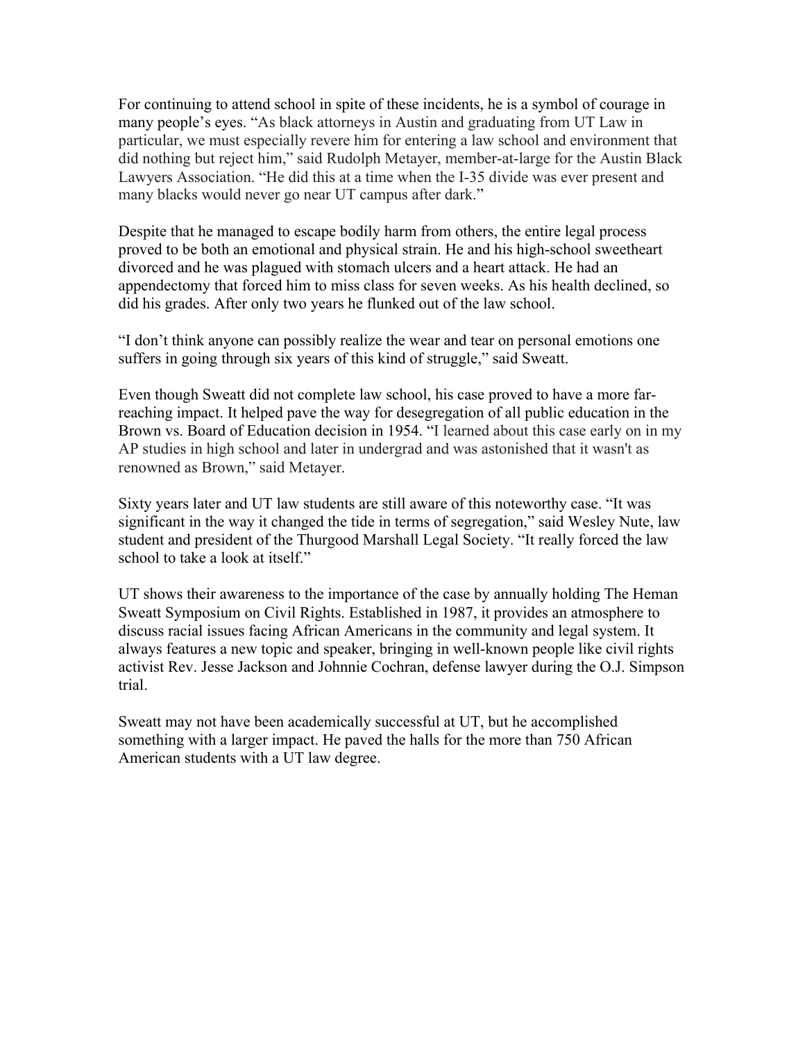For continuing to attend school in spite of these incidents, he is a symbol of courage in many people's eyes. "As black attorneys in Austin and graduating from UT Law in particular, we must especially revere him for entering a law school and environment that did nothing but reject him," said Rudolph Metayer, member-at-large for the Austin Black Lawyers Association. "He did this at a time when the I-35 divide was ever present and many blacks would never go near UT campus after dark."

Despite that he managed to escape bodily harm from others, the entire legal process proved to be both an emotional and physical strain. He and his high-school sweetheart divorced and he was plagued with stomach ulcers and a heart attack. He had an appendectomy that forced him to miss class for seven weeks. As his health declined, so did his grades. After only two years he flunked out of the law school.

"I don't think anyone can possibly realize the wear and tear on personal emotions one suffers in going through six years of this kind of struggle," said Sweatt.

Even though Sweatt did not complete law school, his case proved to have a more far-reaching impact. It helped pave the way for desegregation of all public education in the Brown vs. Board of Education decision in 1954. "I learned about this case early on in my AP studies in high school and later in undergrad and was astonished that it wasn't as renowned as Brown," said Metayer.

Sixty years later and UT law students are still aware of this noteworthy case. "It was significant in the way it changed the tide in terms of segregation," said Wesley Nute, law student and president of the Thurgood Marshall Legal Society. "It really forced the law school to take a look at itself."

UT shows their awareness to the importance of the case by annually holding The Heman Sweatt Symposium on Civil Rights. Established in 1987, it provides an atmosphere to discuss racial issues facing African Americans in the community and legal system. It always features a new topic and speaker, bringing in well-known people like civil rights activist Rev. Jesse Jackson and Johnnie Cochran, defense lawyer during the O.J. Simpson trial.

Sweatt may not have been academically successful at UT, but he accomplished something with a larger impact. He paved the halls for the more than 750 African American students with a UT law degree.